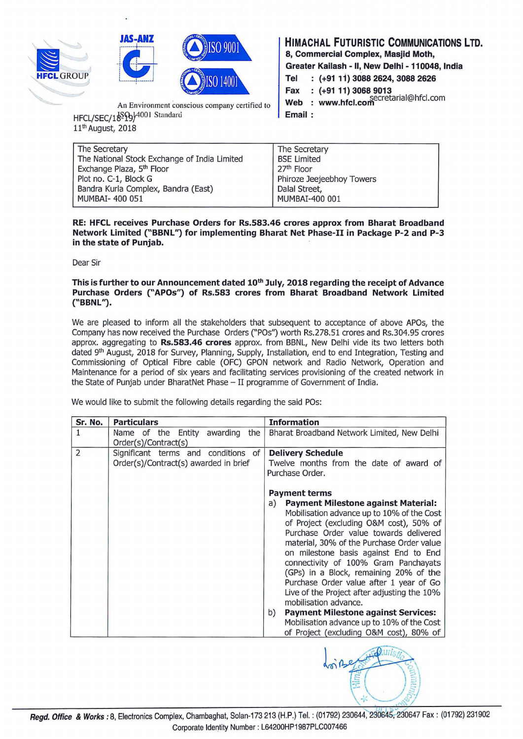**HIMACHAL FUTURISTIC COMMUNICATIONS LTD.**
8, Commercial Complex, Masjid Moth,
Greater Kailash - II, New Delhi - 110048, India
Tel : (+91 11) 3088 2624, 3088 2626
Fax : (+91 11) 3068 9013
Web : www.hfcl.com
Email : secretarial@hfcl.com

An Environment conscious company certified to ISO 14001 Standard

HFCL/SEC/18-19/
11th August, 2018

| The Secretary<br>The National Stock Exchange of India Limited<br>Exchange Plaza, 5th Floor<br>Plot no. C-1, Block G<br>Bandra Kurla Complex, Bandra (East)<br>MUMBAI- 400 051 | The Secretary<br>BSE Limited<br>27th Floor<br>Phiroze Jeejeebhoy Towers<br>Dalal Street,<br>MUMBAI-400 001 |
|---|---|

**RE: HFCL receives Purchase Orders for Rs.583.46 crores approx from Bharat Broadband Network Limited ("BBNL") for implementing Bharat Net Phase-II in Package P-2 and P-3 in the state of Punjab.**

Dear Sir

**This is further to our Announcement dated 10th July, 2018 regarding the receipt of Advance Purchase Orders ("APOs") of Rs.583 crores from Bharat Broadband Network Limited ("BBNL").**

We are pleased to inform all the stakeholders that subsequent to acceptance of above APOs, the Company has now received the Purchase Orders ("POs") worth Rs.278.51 crores and Rs.304.95 crores approx. aggregating to **Rs.583.46 crores** approx. from BBNL, New Delhi vide its two letters both dated 9th August, 2018 for Survey, Planning, Supply, Installation, end to end Integration, Testing and Commissioning of Optical Fibre cable (OFC) GPON network and Radio Network, Operation and Maintenance for a period of six years and facilitating services provisioning of the created network in the State of Punjab under BharatNet Phase – II programme of Government of India.

We would like to submit the following details regarding the said POs:

| Sr. No. | Particulars | Information |
|---|---|---|
| 1 | Name of the Entity awarding the Order(s)/Contract(s) | Bharat Broadband Network Limited, New Delhi |
| 2 | Significant terms and conditions of Order(s)/Contract(s) awarded in brief | **Delivery Schedule**<br>Twelve months from the date of award of Purchase Order.<br><br>**Payment terms**<br>a) **Payment Milestone against Material:** Mobilisation advance up to 10% of the Cost of Project (excluding O&M cost), 50% of Purchase Order value towards delivered material, 30% of the Purchase Order value on milestone basis against End to End connectivity of 100% Gram Panchayats (GPs) in a Block, remaining 20% of the Purchase Order value after 1 year of Go Live of the Project after adjusting the 10% mobilisation advance.<br>b) **Payment Milestone against Services:** Mobilisation advance up to 10% of the Cost of Project (excluding O&M cost), 80% of |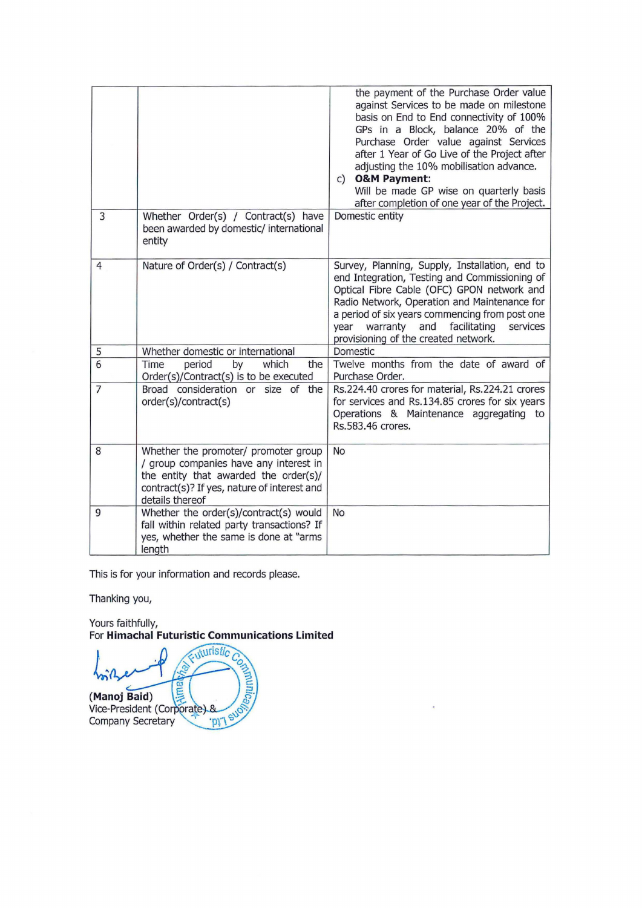| | | |
|---|---|---|
| | | the payment of the Purchase Order value against Services to be made on milestone basis on End to End connectivity of 100% GPs in a Block, balance 20% of the Purchase Order value against Services after 1 Year of Go Live of the Project after adjusting the 10% mobilisation advance.<br>c) **O&M Payment**:<br>Will be made GP wise on quarterly basis after completion of one year of the Project. |
| 3 | Whether Order(s) / Contract(s) have been awarded by domestic/ international entity | Domestic entity |
| 4 | Nature of Order(s) / Contract(s) | Survey, Planning, Supply, Installation, end to end Integration, Testing and Commissioning of Optical Fibre Cable (OFC) GPON network and Radio Network, Operation and Maintenance for a period of six years commencing from post one year warranty and facilitating services provisioning of the created network. |
| 5 | Whether domestic or international | Domestic |
| 6 | Time period by which the Order(s)/Contract(s) is to be executed | Twelve months from the date of award of Purchase Order. |
| 7 | Broad consideration or size of the order(s)/contract(s) | Rs.224.40 crores for material, Rs.224.21 crores for services and Rs.134.85 crores for six years Operations & Maintenance aggregating to Rs.583.46 crores. |
| 8 | Whether the promoter/ promoter group / group companies have any interest in the entity that awarded the order(s)/ contract(s)? If yes, nature of interest and details thereof | No |
| 9 | Whether the order(s)/contract(s) would fall within related party transactions? If yes, whether the same is done at "arms length | No |

This is for your information and records please.

Thanking you,

Yours faithfully,
For **Himachal Futuristic Communications Limited**

(**Manoj Baid**)
Vice-President (Corporate) &
Company Secretary